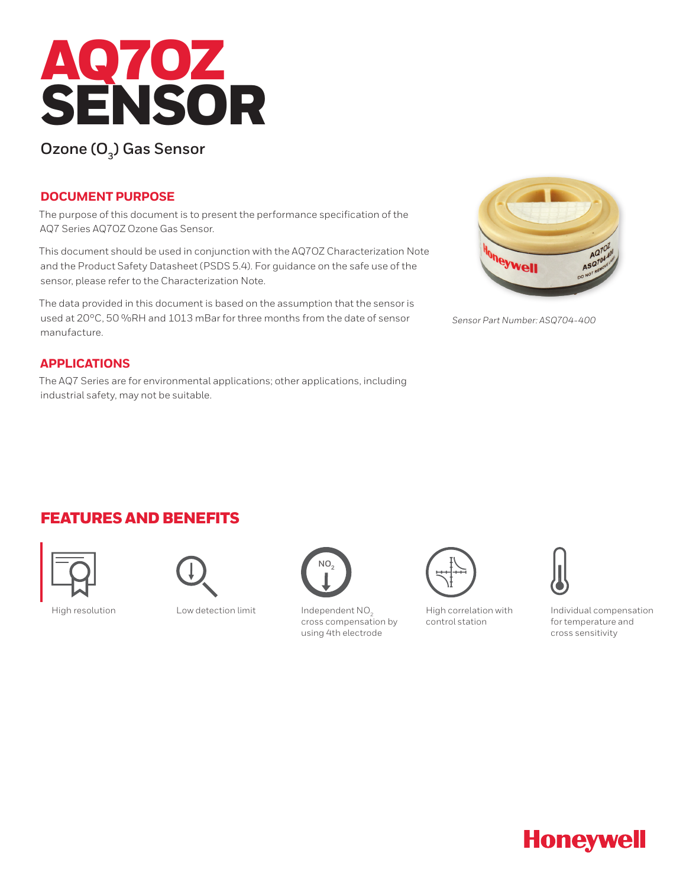# AQ7OZ SENSOR

## Ozone ($O_3$) Gas Sensor

### DOCUMENT PURPOSE

The purpose of this document is to present the performance specification of the AQ7 Series AQ7OZ Ozone Gas Sensor.

This document should be used in conjunction with the AQ7OZ Characterization Note and the Product Safety Datasheet (PSDS 5.4). For guidance on the safe use of the sensor, please refer to the Characterization Note.

The data provided in this document is based on the assumption that the sensor is used at 20°C, 50 %RH and 1013 mBar for three months from the date of sensor manufacture.

*Sensor Part Number: ASQ704-400*

### APPLICATIONS

The AQ7 Series are for environmental applications; other applications, including industrial safety, may not be suitable.

## FEATURES AND BENEFITS

- High resolution
- Low detection limit
- Independent $NO_2$ cross compensation by using 4th electrode
- High correlation with control station
- Individual compensation for temperature and cross sensitivity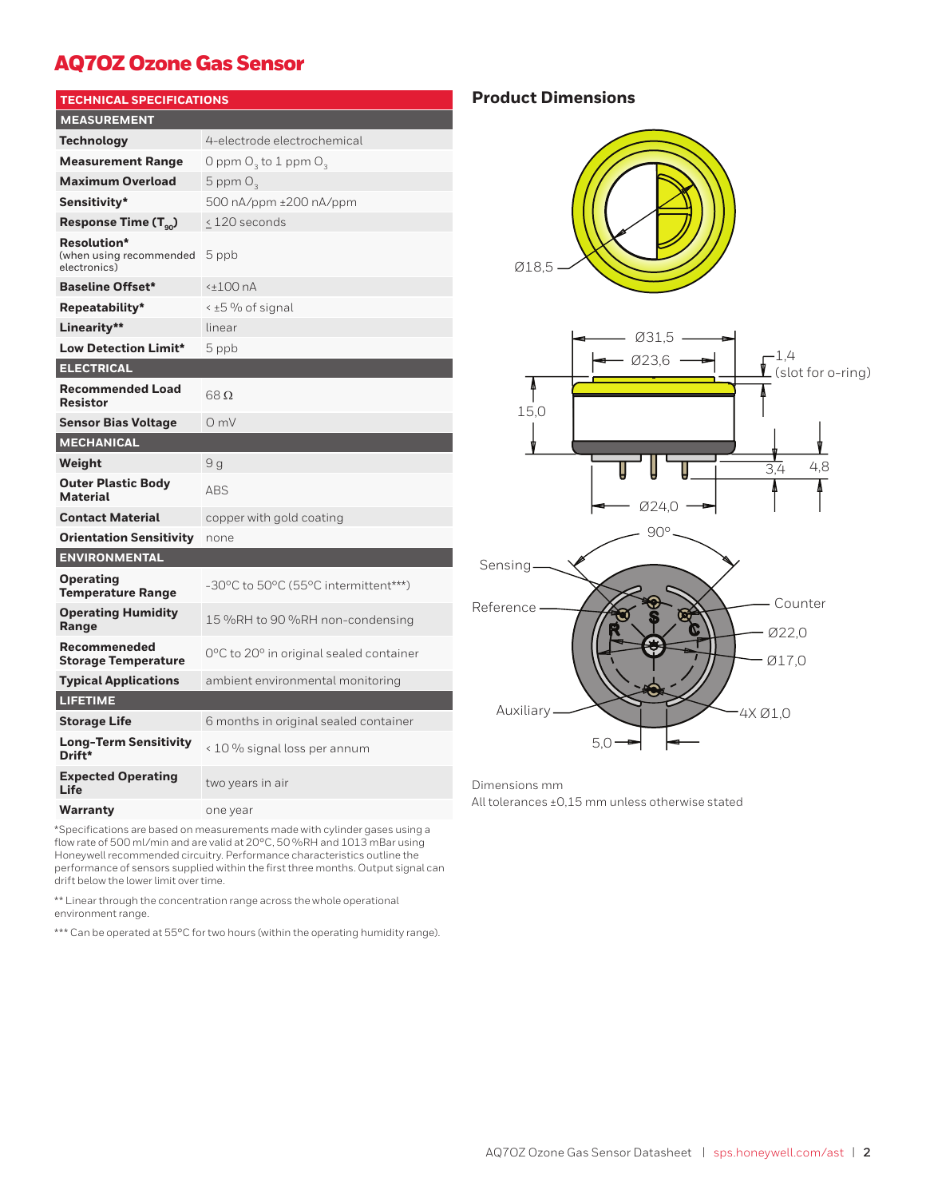# AQ7OZ Ozone Gas Sensor

| TECHNICAL SPECIFICATIONS | |
|---|---|
| **MEASUREMENT** | |
| **Technology** | 4-electrode electrochemical |
| **Measurement Range** | 0 ppm $O_3$ to 1 ppm $O_3$ |
| **Maximum Overload** | 5 ppm $O_3$ |
| **Sensitivity*** | 500 nA/ppm ±200 nA/ppm |
| **Response Time ($T_{90}$)** | ≤ 120 seconds |
| **Resolution*** (when using recommended electronics) | 5 ppb |
| **Baseline Offset*** | <±100 nA |
| **Repeatability*** | < ±5 % of signal |
| **Linearity**** | linear |
| **Low Detection Limit*** | 5 ppb |
| **ELECTRICAL** | |
| **Recommended Load Resistor** | 68 Ω |
| **Sensor Bias Voltage** | 0 mV |
| **MECHANICAL** | |
| **Weight** | 9 g |
| **Outer Plastic Body Material** | ABS |
| **Contact Material** | copper with gold coating |
| **Orientation Sensitivity** | none |
| **ENVIRONMENTAL** | |
| **Operating Temperature Range** | -30°C to 50°C (55°C intermittent***) |
| **Operating Humidity Range** | 15 %RH to 90 %RH non-condensing |
| **Recommeneded Storage Temperature** | 0°C to 20° in original sealed container |
| **Typical Applications** | ambient environmental monitoring |
| **LIFETIME** | |
| **Storage Life** | 6 months in original sealed container |
| **Long-Term Sensitivity Drift*** | < 10 % signal loss per annum |
| **Expected Operating Life** | two years in air |
| **Warranty** | one year |

*Specifications are based on measurements made with cylinder gases using a flow rate of 500 ml/min and are valid at 20°C, 50 %RH and 1013 mBar using Honeywell recommended circuitry. Performance characteristics outline the performance of sensors supplied within the first three months. Output signal can drift below the lower limit over time.

** Linear through the concentration range across the whole operational environment range.

*** Can be operated at 55°C for two hours (within the operating humidity range).

## Product Dimensions

Ø18,5

Ø31,5 — Ø23,6 — 1,4 (slot for o-ring) — 15,0 — 3,4 — 4,8 — Ø24,0

90° — Sensing — Reference — Counter — Auxiliary — Ø22,0 — Ø17,0 — 4X Ø1,0 — 5,0

Dimensions mm

All tolerances ±0,15 mm unless otherwise stated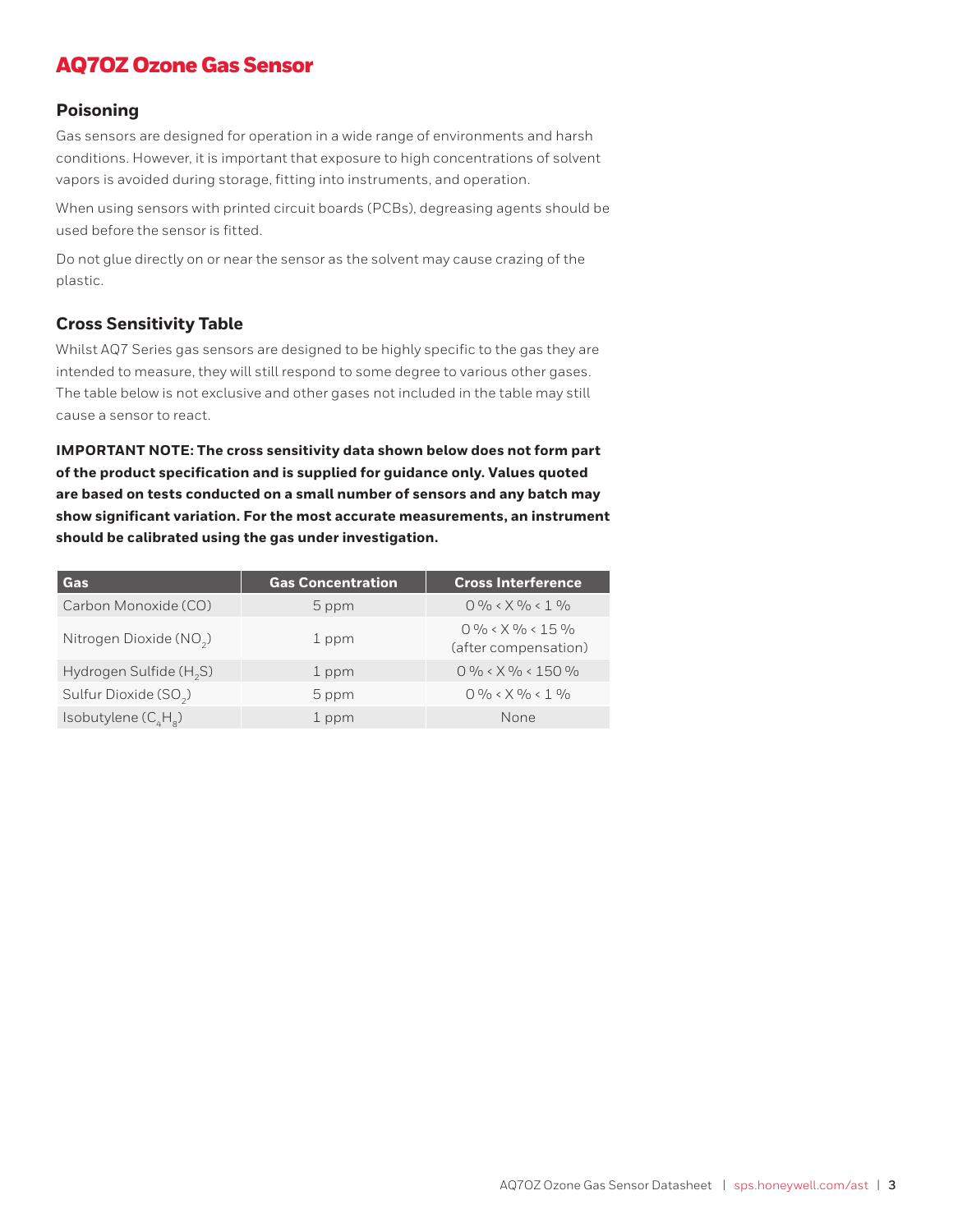# AQ7OZ Ozone Gas Sensor

## Poisoning

Gas sensors are designed for operation in a wide range of environments and harsh conditions. However, it is important that exposure to high concentrations of solvent vapors is avoided during storage, fitting into instruments, and operation.

When using sensors with printed circuit boards (PCBs), degreasing agents should be used before the sensor is fitted.

Do not glue directly on or near the sensor as the solvent may cause crazing of the plastic.

## Cross Sensitivity Table

Whilst AQ7 Series gas sensors are designed to be highly specific to the gas they are intended to measure, they will still respond to some degree to various other gases. The table below is not exclusive and other gases not included in the table may still cause a sensor to react.

**IMPORTANT NOTE: The cross sensitivity data shown below does not form part of the product specification and is supplied for guidance only. Values quoted are based on tests conducted on a small number of sensors and any batch may show significant variation. For the most accurate measurements, an instrument should be calibrated using the gas under investigation.**

| Gas | Gas Concentration | Cross Interference |
|---|---|---|
| Carbon Monoxide (CO) | 5 ppm | 0 % < X % < 1 % |
| Nitrogen Dioxide ($NO_2$) | 1 ppm | 0 % < X % < 15 % (after compensation) |
| Hydrogen Sulfide ($H_2S$) | 1 ppm | 0 % < X % < 150 % |
| Sulfur Dioxide ($SO_2$) | 5 ppm | 0 % < X % < 1 % |
| Isobutylene ($C_4H_8$) | 1 ppm | None |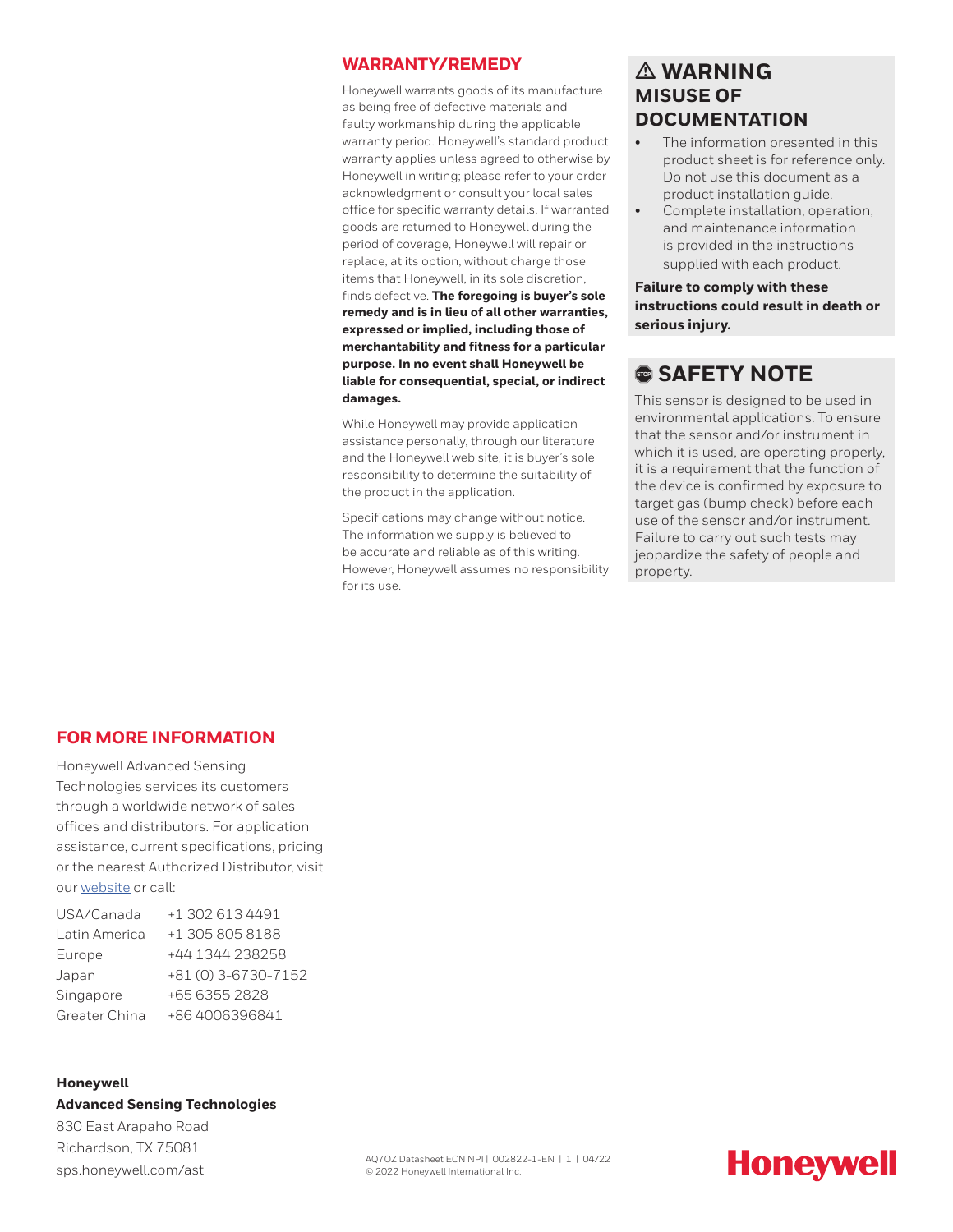## WARRANTY/REMEDY

Honeywell warrants goods of its manufacture as being free of defective materials and faulty workmanship during the applicable warranty period. Honeywell's standard product warranty applies unless agreed to otherwise by Honeywell in writing; please refer to your order acknowledgment or consult your local sales office for specific warranty details. If warranted goods are returned to Honeywell during the period of coverage, Honeywell will repair or replace, at its option, without charge those items that Honeywell, in its sole discretion, finds defective. **The foregoing is buyer's sole remedy and is in lieu of all other warranties, expressed or implied, including those of merchantability and fitness for a particular purpose. In no event shall Honeywell be liable for consequential, special, or indirect damages.**

While Honeywell may provide application assistance personally, through our literature and the Honeywell web site, it is buyer's sole responsibility to determine the suitability of the product in the application.

Specifications may change without notice. The information we supply is believed to be accurate and reliable as of this writing. However, Honeywell assumes no responsibility for its use.

## ⚠ WARNING MISUSE OF DOCUMENTATION

- The information presented in this product sheet is for reference only. Do not use this document as a product installation guide.
- Complete installation, operation, and maintenance information is provided in the instructions supplied with each product.

**Failure to comply with these instructions could result in death or serious injury.**

## SAFETY NOTE

This sensor is designed to be used in environmental applications. To ensure that the sensor and/or instrument in which it is used, are operating properly, it is a requirement that the function of the device is confirmed by exposure to target gas (bump check) before each use of the sensor and/or instrument. Failure to carry out such tests may jeopardize the safety of people and property.

## FOR MORE INFORMATION

Honeywell Advanced Sensing Technologies services its customers through a worldwide network of sales offices and distributors. For application assistance, current specifications, pricing or the nearest Authorized Distributor, visit our website or call:

| | |
|---|---|
| USA/Canada | +1 302 613 4491 |
| Latin America | +1 305 805 8188 |
| Europe | +44 1344 238258 |
| Japan | +81 (0) 3-6730-7152 |
| Singapore | +65 6355 2828 |
| Greater China | +86 4006396841 |

**Honeywell**
**Advanced Sensing Technologies**
830 East Arapaho Road
Richardson, TX 75081
sps.honeywell.com/ast

AQ7OZ Datasheet ECN NPI | 002822-1-EN | 1 | 04/22
© 2022 Honeywell International Inc.

Honeywell